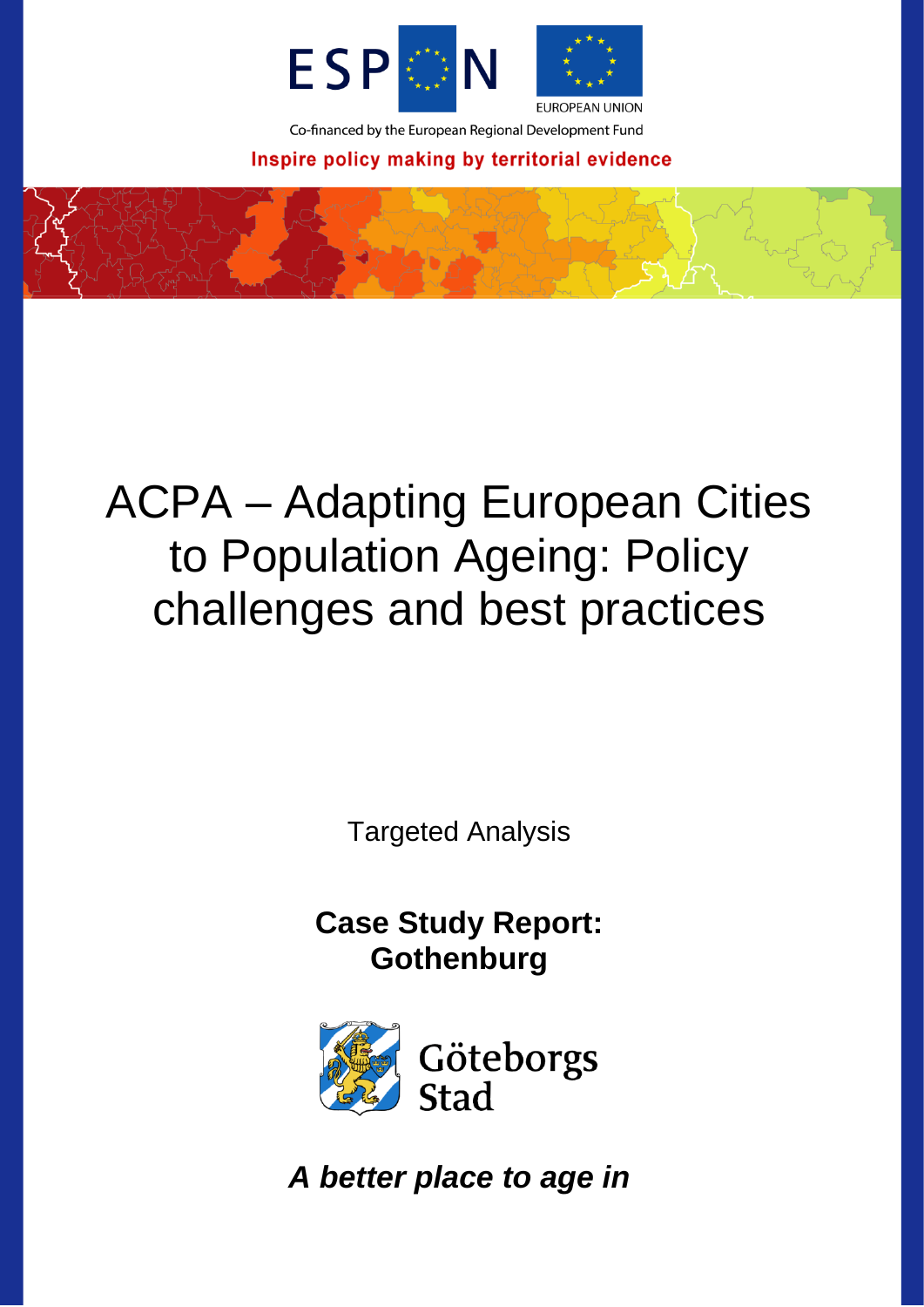ESPON

EUROPEAN UNION

Co-financed by the European Regional Development Fund

Inspire policy making by territorial evidence

# ACPA – Adapting European Cities to Population Ageing: Policy challenges and best practices

Targeted Analysis

**Case Study Report: Gothenburg**

Göteborgs Stad

***A better place to age in***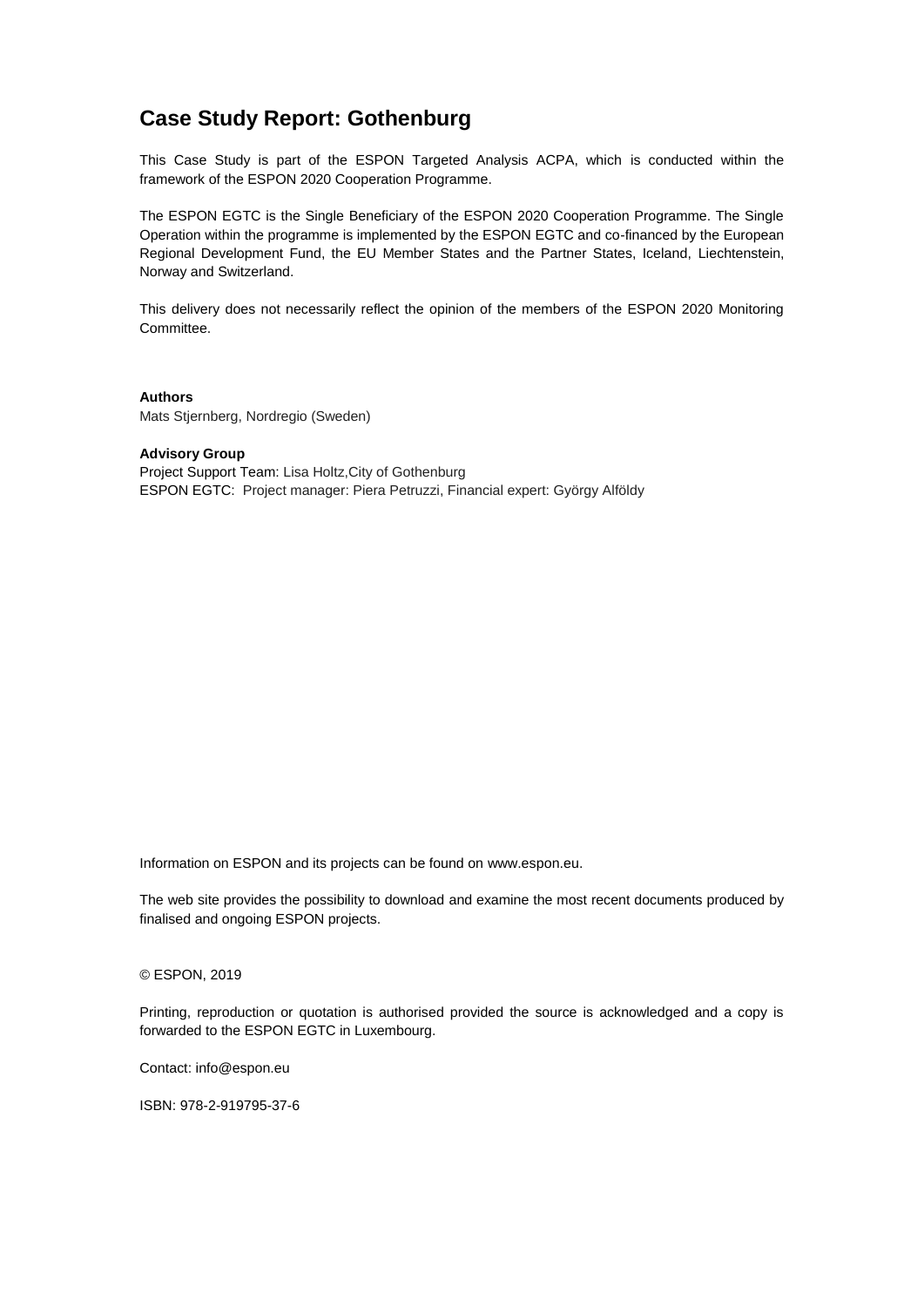# Case Study Report: Gothenburg

This Case Study is part of the ESPON Targeted Analysis ACPA, which is conducted within the framework of the ESPON 2020 Cooperation Programme.

The ESPON EGTC is the Single Beneficiary of the ESPON 2020 Cooperation Programme. The Single Operation within the programme is implemented by the ESPON EGTC and co-financed by the European Regional Development Fund, the EU Member States and the Partner States, Iceland, Liechtenstein, Norway and Switzerland.

This delivery does not necessarily reflect the opinion of the members of the ESPON 2020 Monitoring Committee.

**Authors**
Mats Stjernberg, Nordregio (Sweden)

**Advisory Group**
Project Support Team: Lisa Holtz,City of Gothenburg
ESPON EGTC: Project manager: Piera Petruzzi, Financial expert: György Alföldy

Information on ESPON and its projects can be found on www.espon.eu.

The web site provides the possibility to download and examine the most recent documents produced by finalised and ongoing ESPON projects.

© ESPON, 2019

Printing, reproduction or quotation is authorised provided the source is acknowledged and a copy is forwarded to the ESPON EGTC in Luxembourg.

Contact: info@espon.eu

ISBN: 978-2-919795-37-6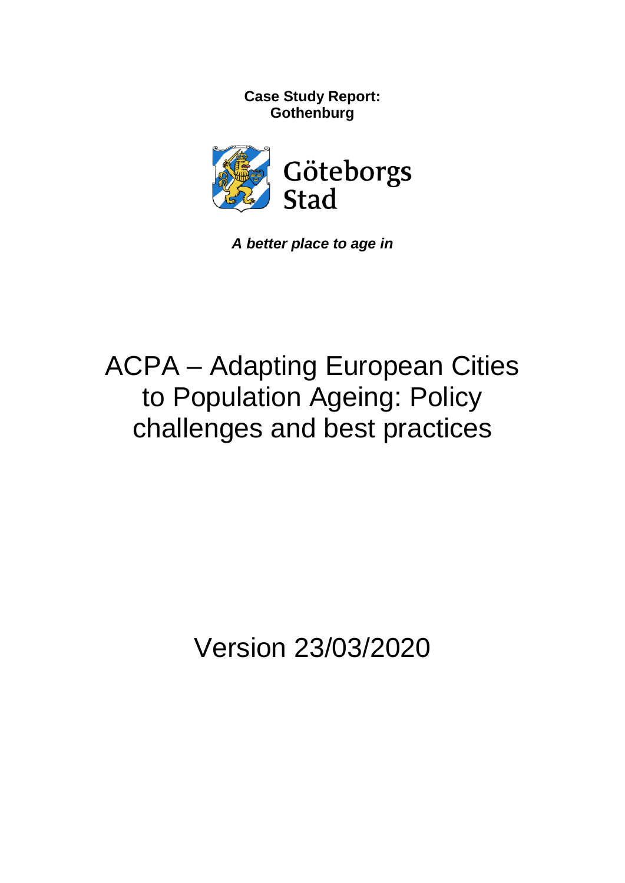**Case Study Report:**
**Gothenburg**

Göteborgs Stad

***A better place to age in***

# ACPA – Adapting European Cities to Population Ageing: Policy challenges and best practices

Version 23/03/2020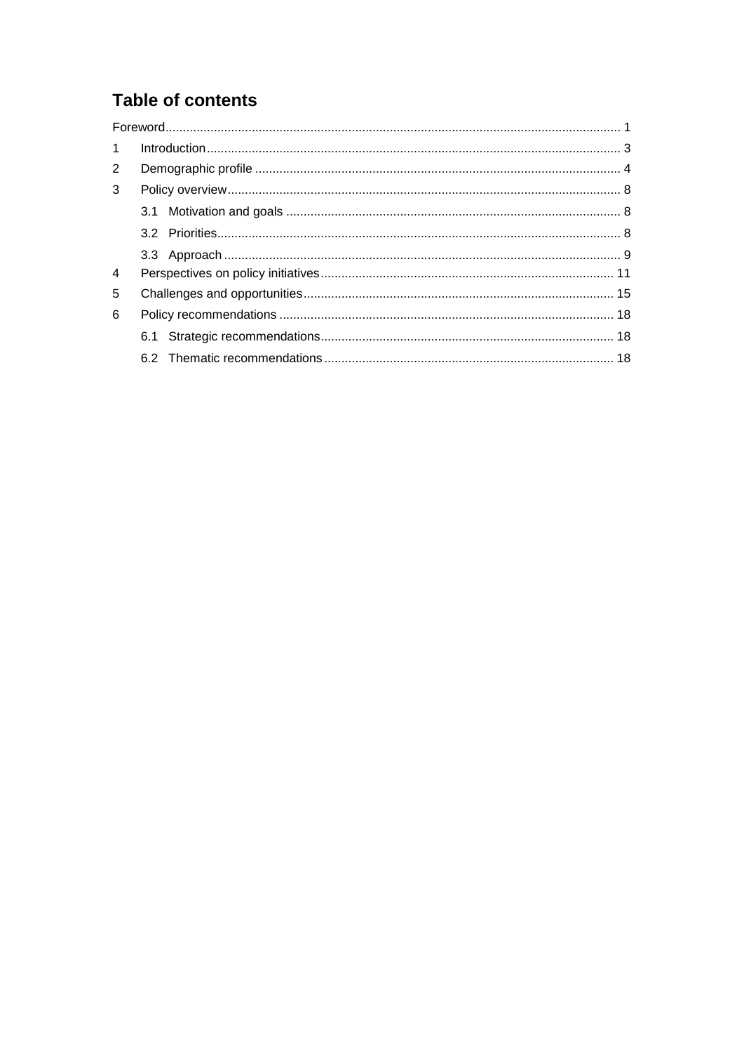## Table of contents

Foreword ........ 1

1 Introduction ........ 3

2 Demographic profile ........ 4

3 Policy overview ........ 8

- 3.1 Motivation and goals ........ 8
- 3.2 Priorities ........ 8
- 3.3 Approach ........ 9

4 Perspectives on policy initiatives ........ 11

5 Challenges and opportunities ........ 15

6 Policy recommendations ........ 18

- 6.1 Strategic recommendations ........ 18
- 6.2 Thematic recommendations ........ 18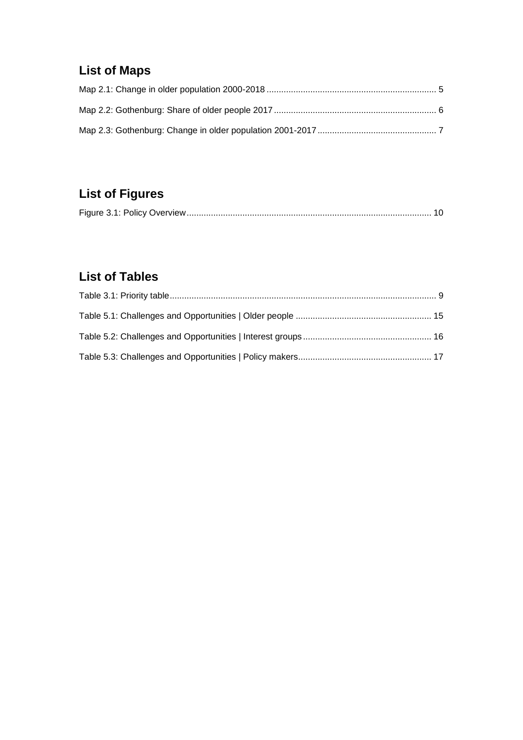## List of Maps

Map 2.1: Change in older population 2000-2018 ..................................................................... 5

Map 2.2: Gothenburg: Share of older people 2017 .................................................................. 6

Map 2.3: Gothenburg: Change in older population 2001-2017 ................................................ 7

## List of Figures

Figure 3.1: Policy Overview .................................................................................................... 10

## List of Tables

Table 3.1: Priority table ............................................................................................................. 9

Table 5.1: Challenges and Opportunities | Older people ........................................................ 15

Table 5.2: Challenges and Opportunities | Interest groups ..................................................... 16

Table 5.3: Challenges and Opportunities | Policy makers....................................................... 17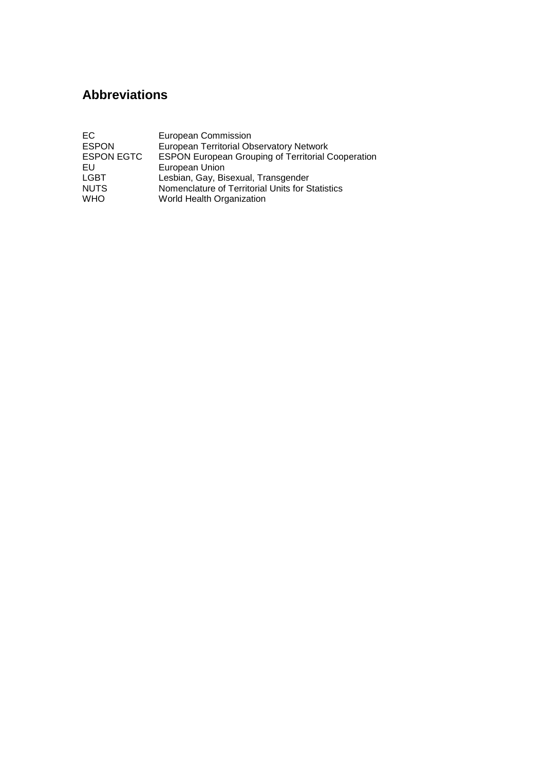## Abbreviations

| | |
|---|---|
| EC | European Commission |
| ESPON | European Territorial Observatory Network |
| ESPON EGTC | ESPON European Grouping of Territorial Cooperation |
| EU | European Union |
| LGBT | Lesbian, Gay, Bisexual, Transgender |
| NUTS | Nomenclature of Territorial Units for Statistics |
| WHO | World Health Organization |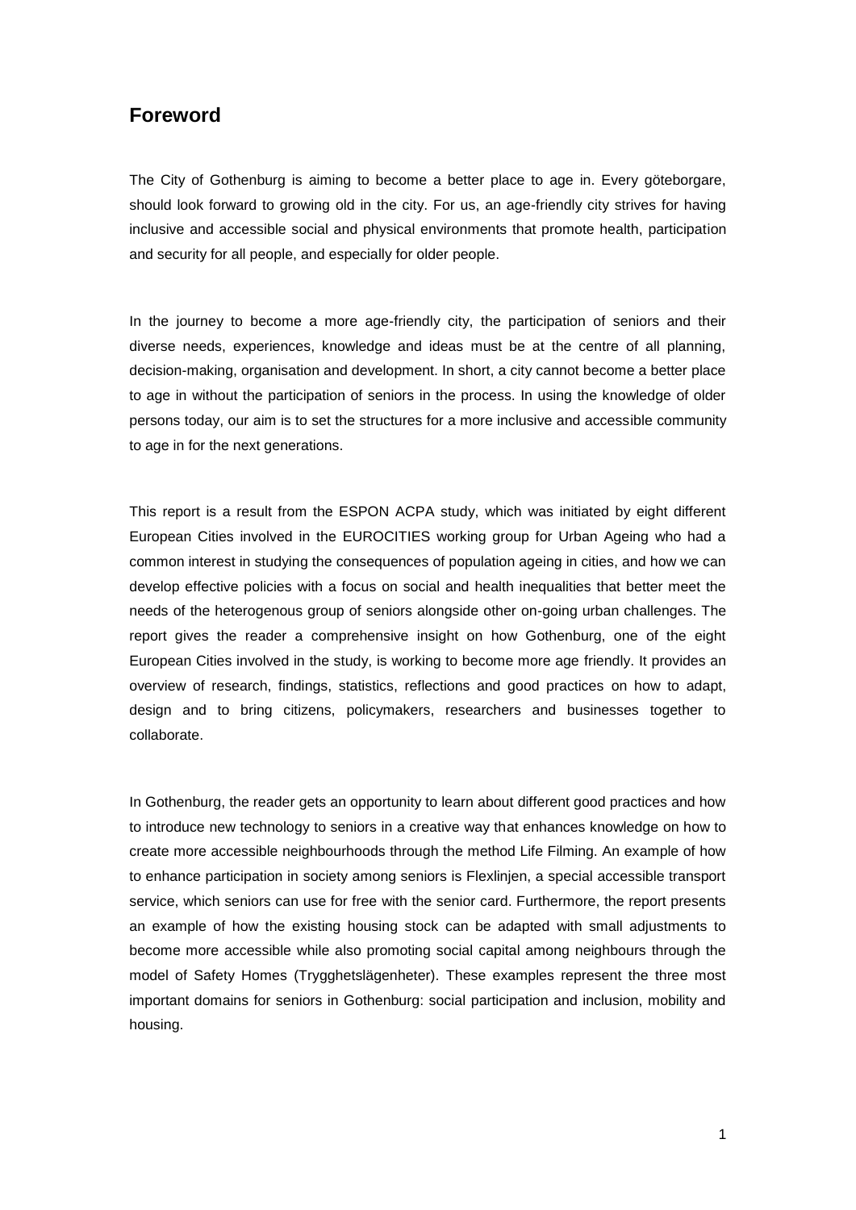## Foreword

The City of Gothenburg is aiming to become a better place to age in. Every göteborgare, should look forward to growing old in the city. For us, an age-friendly city strives for having inclusive and accessible social and physical environments that promote health, participation and security for all people, and especially for older people.

In the journey to become a more age-friendly city, the participation of seniors and their diverse needs, experiences, knowledge and ideas must be at the centre of all planning, decision-making, organisation and development. In short, a city cannot become a better place to age in without the participation of seniors in the process. In using the knowledge of older persons today, our aim is to set the structures for a more inclusive and accessible community to age in for the next generations.

This report is a result from the ESPON ACPA study, which was initiated by eight different European Cities involved in the EUROCITIES working group for Urban Ageing who had a common interest in studying the consequences of population ageing in cities, and how we can develop effective policies with a focus on social and health inequalities that better meet the needs of the heterogenous group of seniors alongside other on-going urban challenges. The report gives the reader a comprehensive insight on how Gothenburg, one of the eight European Cities involved in the study, is working to become more age friendly. It provides an overview of research, findings, statistics, reflections and good practices on how to adapt, design and to bring citizens, policymakers, researchers and businesses together to collaborate.

In Gothenburg, the reader gets an opportunity to learn about different good practices and how to introduce new technology to seniors in a creative way that enhances knowledge on how to create more accessible neighbourhoods through the method Life Filming. An example of how to enhance participation in society among seniors is Flexlinjen, a special accessible transport service, which seniors can use for free with the senior card. Furthermore, the report presents an example of how the existing housing stock can be adapted with small adjustments to become more accessible while also promoting social capital among neighbours through the model of Safety Homes (Trygghetslägenheter). These examples represent the three most important domains for seniors in Gothenburg: social participation and inclusion, mobility and housing.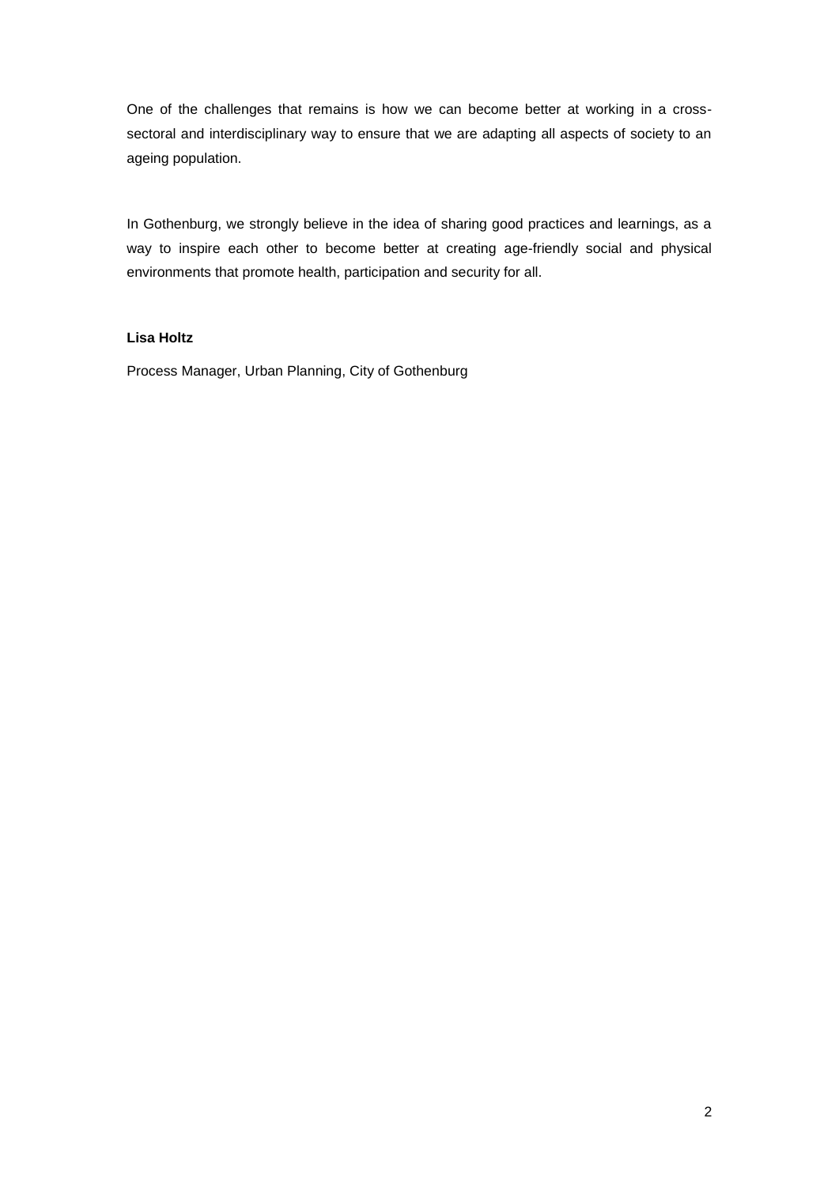One of the challenges that remains is how we can become better at working in a cross-sectoral and interdisciplinary way to ensure that we are adapting all aspects of society to an ageing population.

In Gothenburg, we strongly believe in the idea of sharing good practices and learnings, as a way to inspire each other to become better at creating age-friendly social and physical environments that promote health, participation and security for all.

**Lisa Holtz**

Process Manager, Urban Planning, City of Gothenburg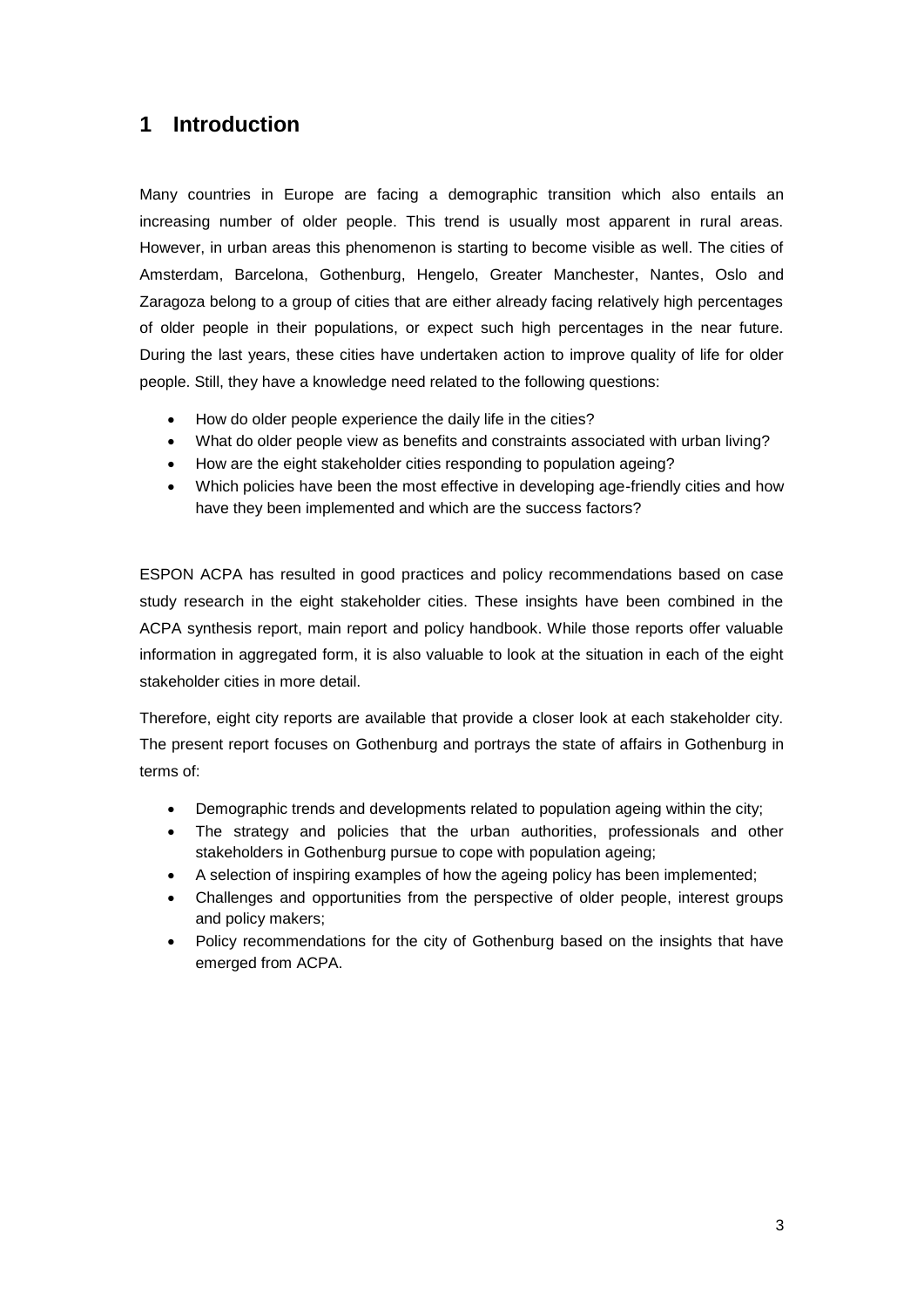# 1 Introduction

Many countries in Europe are facing a demographic transition which also entails an increasing number of older people. This trend is usually most apparent in rural areas. However, in urban areas this phenomenon is starting to become visible as well. The cities of Amsterdam, Barcelona, Gothenburg, Hengelo, Greater Manchester, Nantes, Oslo and Zaragoza belong to a group of cities that are either already facing relatively high percentages of older people in their populations, or expect such high percentages in the near future. During the last years, these cities have undertaken action to improve quality of life for older people. Still, they have a knowledge need related to the following questions:

- How do older people experience the daily life in the cities?
- What do older people view as benefits and constraints associated with urban living?
- How are the eight stakeholder cities responding to population ageing?
- Which policies have been the most effective in developing age-friendly cities and how have they been implemented and which are the success factors?

ESPON ACPA has resulted in good practices and policy recommendations based on case study research in the eight stakeholder cities. These insights have been combined in the ACPA synthesis report, main report and policy handbook. While those reports offer valuable information in aggregated form, it is also valuable to look at the situation in each of the eight stakeholder cities in more detail.

Therefore, eight city reports are available that provide a closer look at each stakeholder city. The present report focuses on Gothenburg and portrays the state of affairs in Gothenburg in terms of:

- Demographic trends and developments related to population ageing within the city;
- The strategy and policies that the urban authorities, professionals and other stakeholders in Gothenburg pursue to cope with population ageing;
- A selection of inspiring examples of how the ageing policy has been implemented;
- Challenges and opportunities from the perspective of older people, interest groups and policy makers;
- Policy recommendations for the city of Gothenburg based on the insights that have emerged from ACPA.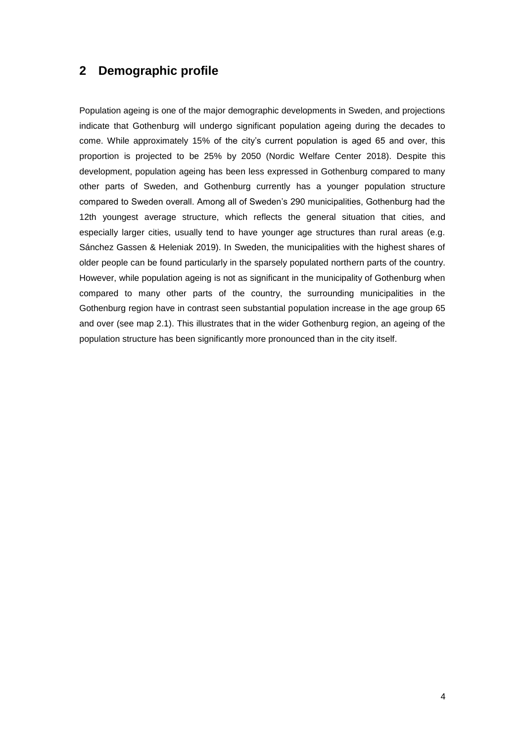## 2 Demographic profile

Population ageing is one of the major demographic developments in Sweden, and projections indicate that Gothenburg will undergo significant population ageing during the decades to come. While approximately 15% of the city's current population is aged 65 and over, this proportion is projected to be 25% by 2050 (Nordic Welfare Center 2018). Despite this development, population ageing has been less expressed in Gothenburg compared to many other parts of Sweden, and Gothenburg currently has a younger population structure compared to Sweden overall. Among all of Sweden's 290 municipalities, Gothenburg had the 12th youngest average structure, which reflects the general situation that cities, and especially larger cities, usually tend to have younger age structures than rural areas (e.g. Sánchez Gassen & Heleniak 2019). In Sweden, the municipalities with the highest shares of older people can be found particularly in the sparsely populated northern parts of the country. However, while population ageing is not as significant in the municipality of Gothenburg when compared to many other parts of the country, the surrounding municipalities in the Gothenburg region have in contrast seen substantial population increase in the age group 65 and over (see map 2.1). This illustrates that in the wider Gothenburg region, an ageing of the population structure has been significantly more pronounced than in the city itself.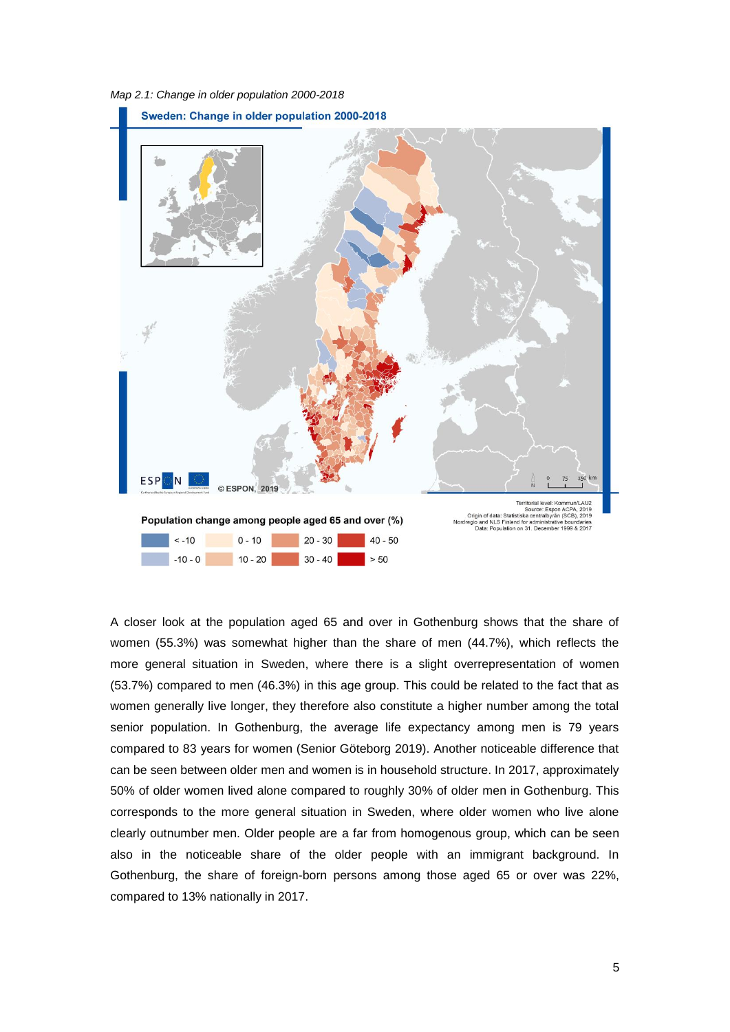*Map 2.1: Change in older population 2000-2018*

Sweden: Change in older population 2000-2018

© ESPON, 2019

Territorial level: Kommun/LAU2
Source: Espon ACPA, 2019
Origin of data: Statistiska centralbyrån (SCB), 2019
Nordregio and NLS Finland for administrative boundaries
Data: Population on 31. December 1999 & 2017

**Population change among people aged 65 and over (%)**

| | | |
|---|---|---|
| < -10 | 0 - 10 | 20 - 30 | 
| -10 - 0 | 10 - 20 | 30 - 40 |
| 40 - 50 | > 50 | |

A closer look at the population aged 65 and over in Gothenburg shows that the share of women (55.3%) was somewhat higher than the share of men (44.7%), which reflects the more general situation in Sweden, where there is a slight overrepresentation of women (53.7%) compared to men (46.3%) in this age group. This could be related to the fact that as women generally live longer, they therefore also constitute a higher number among the total senior population. In Gothenburg, the average life expectancy among men is 79 years compared to 83 years for women (Senior Göteborg 2019). Another noticeable difference that can be seen between older men and women is in household structure. In 2017, approximately 50% of older women lived alone compared to roughly 30% of older men in Gothenburg. This corresponds to the more general situation in Sweden, where older women who live alone clearly outnumber men. Older people are a far from homogenous group, which can be seen also in the noticeable share of the older people with an immigrant background. In Gothenburg, the share of foreign-born persons among those aged 65 or over was 22%, compared to 13% nationally in 2017.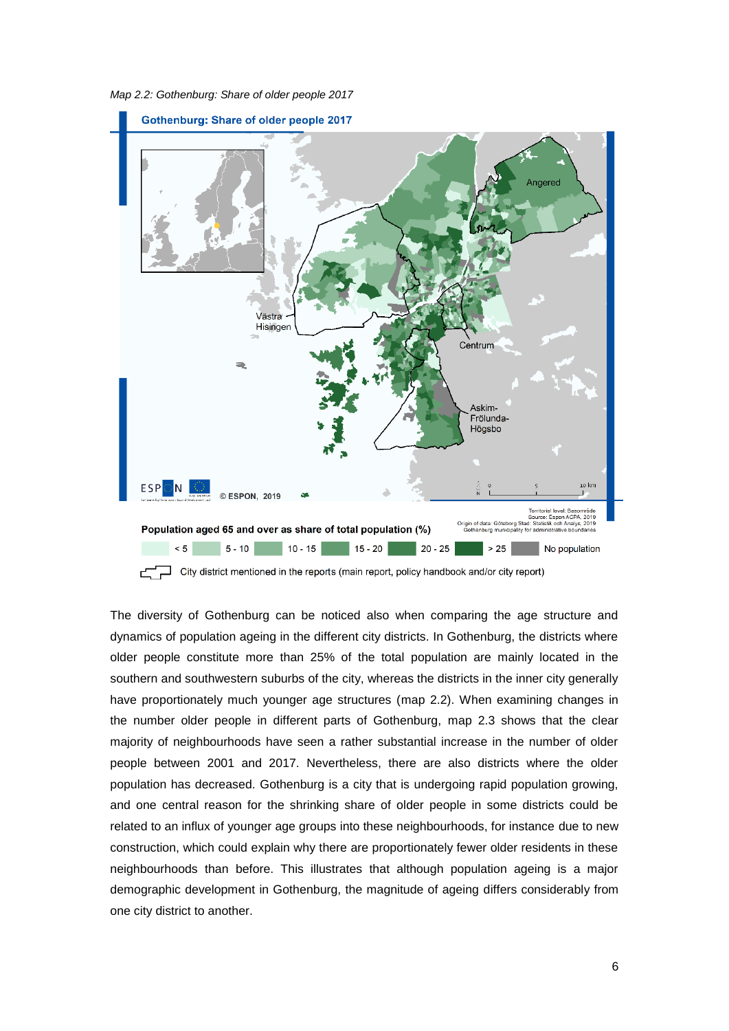*Map 2.2: Gothenburg: Share of older people 2017*

The diversity of Gothenburg can be noticed also when comparing the age structure and dynamics of population ageing in the different city districts. In Gothenburg, the districts where older people constitute more than 25% of the total population are mainly located in the southern and southwestern suburbs of the city, whereas the districts in the inner city generally have proportionately much younger age structures (map 2.2). When examining changes in the number older people in different parts of Gothenburg, map 2.3 shows that the clear majority of neighbourhoods have seen a rather substantial increase in the number of older people between 2001 and 2017. Nevertheless, there are also districts where the older population has decreased. Gothenburg is a city that is undergoing rapid population growing, and one central reason for the shrinking share of older people in some districts could be related to an influx of younger age groups into these neighbourhoods, for instance due to new construction, which could explain why there are proportionately fewer older residents in these neighbourhoods than before. This illustrates that although population ageing is a major demographic development in Gothenburg, the magnitude of ageing differs considerably from one city district to another.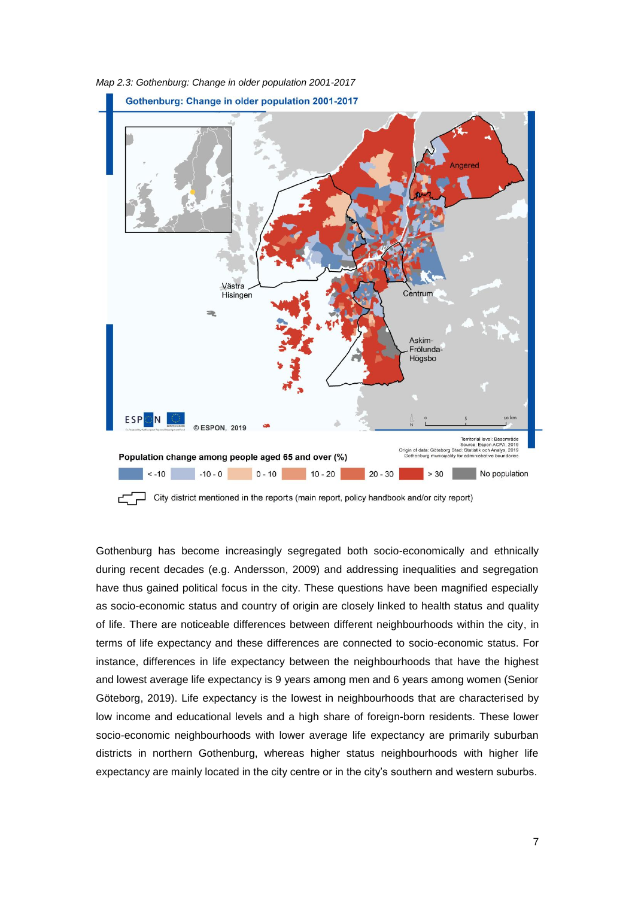*Map 2.3: Gothenburg: Change in older population 2001-2017*

Gothenburg has become increasingly segregated both socio-economically and ethnically during recent decades (e.g. Andersson, 2009) and addressing inequalities and segregation have thus gained political focus in the city. These questions have been magnified especially as socio-economic status and country of origin are closely linked to health status and quality of life. There are noticeable differences between different neighbourhoods within the city, in terms of life expectancy and these differences are connected to socio-economic status. For instance, differences in life expectancy between the neighbourhoods that have the highest and lowest average life expectancy is 9 years among men and 6 years among women (Senior Göteborg, 2019). Life expectancy is the lowest in neighbourhoods that are characterised by low income and educational levels and a high share of foreign-born residents. These lower socio-economic neighbourhoods with lower average life expectancy are primarily suburban districts in northern Gothenburg, whereas higher status neighbourhoods with higher life expectancy are mainly located in the city centre or in the city's southern and western suburbs.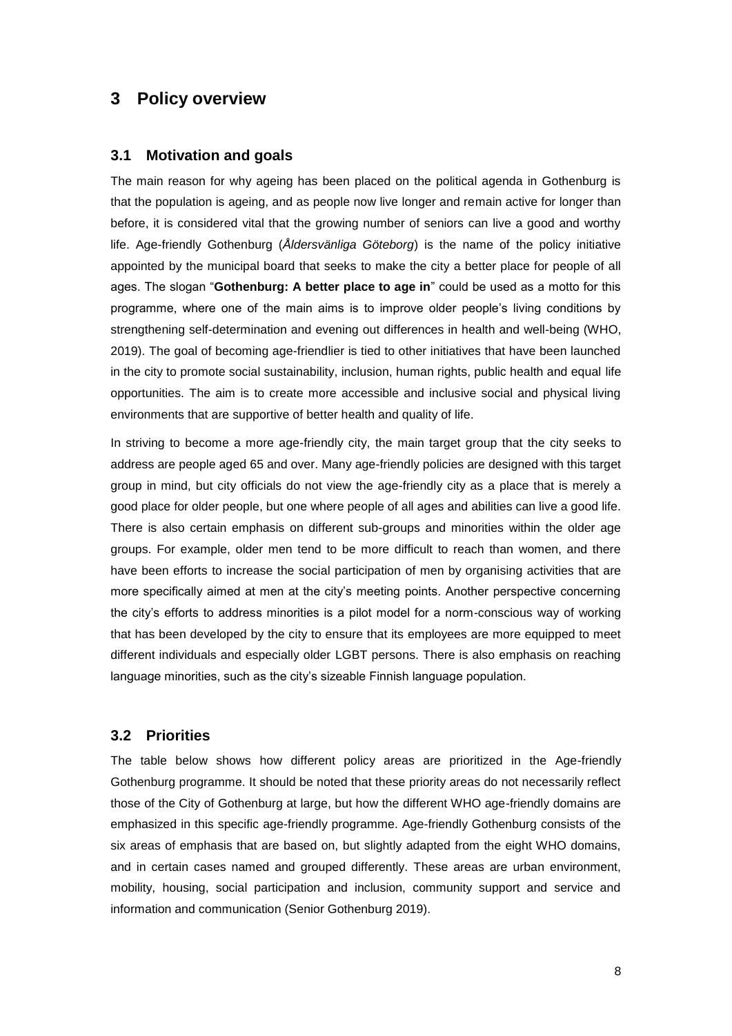# 3 Policy overview

## 3.1 Motivation and goals

The main reason for why ageing has been placed on the political agenda in Gothenburg is that the population is ageing, and as people now live longer and remain active for longer than before, it is considered vital that the growing number of seniors can live a good and worthy life. Age-friendly Gothenburg (*Åldersvänliga Göteborg*) is the name of the policy initiative appointed by the municipal board that seeks to make the city a better place for people of all ages. The slogan "**Gothenburg: A better place to age in**" could be used as a motto for this programme, where one of the main aims is to improve older people's living conditions by strengthening self-determination and evening out differences in health and well-being (WHO, 2019). The goal of becoming age-friendlier is tied to other initiatives that have been launched in the city to promote social sustainability, inclusion, human rights, public health and equal life opportunities. The aim is to create more accessible and inclusive social and physical living environments that are supportive of better health and quality of life.

In striving to become a more age-friendly city, the main target group that the city seeks to address are people aged 65 and over. Many age-friendly policies are designed with this target group in mind, but city officials do not view the age-friendly city as a place that is merely a good place for older people, but one where people of all ages and abilities can live a good life. There is also certain emphasis on different sub-groups and minorities within the older age groups. For example, older men tend to be more difficult to reach than women, and there have been efforts to increase the social participation of men by organising activities that are more specifically aimed at men at the city's meeting points. Another perspective concerning the city's efforts to address minorities is a pilot model for a norm-conscious way of working that has been developed by the city to ensure that its employees are more equipped to meet different individuals and especially older LGBT persons. There is also emphasis on reaching language minorities, such as the city's sizeable Finnish language population.

## 3.2 Priorities

The table below shows how different policy areas are prioritized in the Age-friendly Gothenburg programme. It should be noted that these priority areas do not necessarily reflect those of the City of Gothenburg at large, but how the different WHO age-friendly domains are emphasized in this specific age-friendly programme. Age-friendly Gothenburg consists of the six areas of emphasis that are based on, but slightly adapted from the eight WHO domains, and in certain cases named and grouped differently. These areas are urban environment, mobility, housing, social participation and inclusion, community support and service and information and communication (Senior Gothenburg 2019).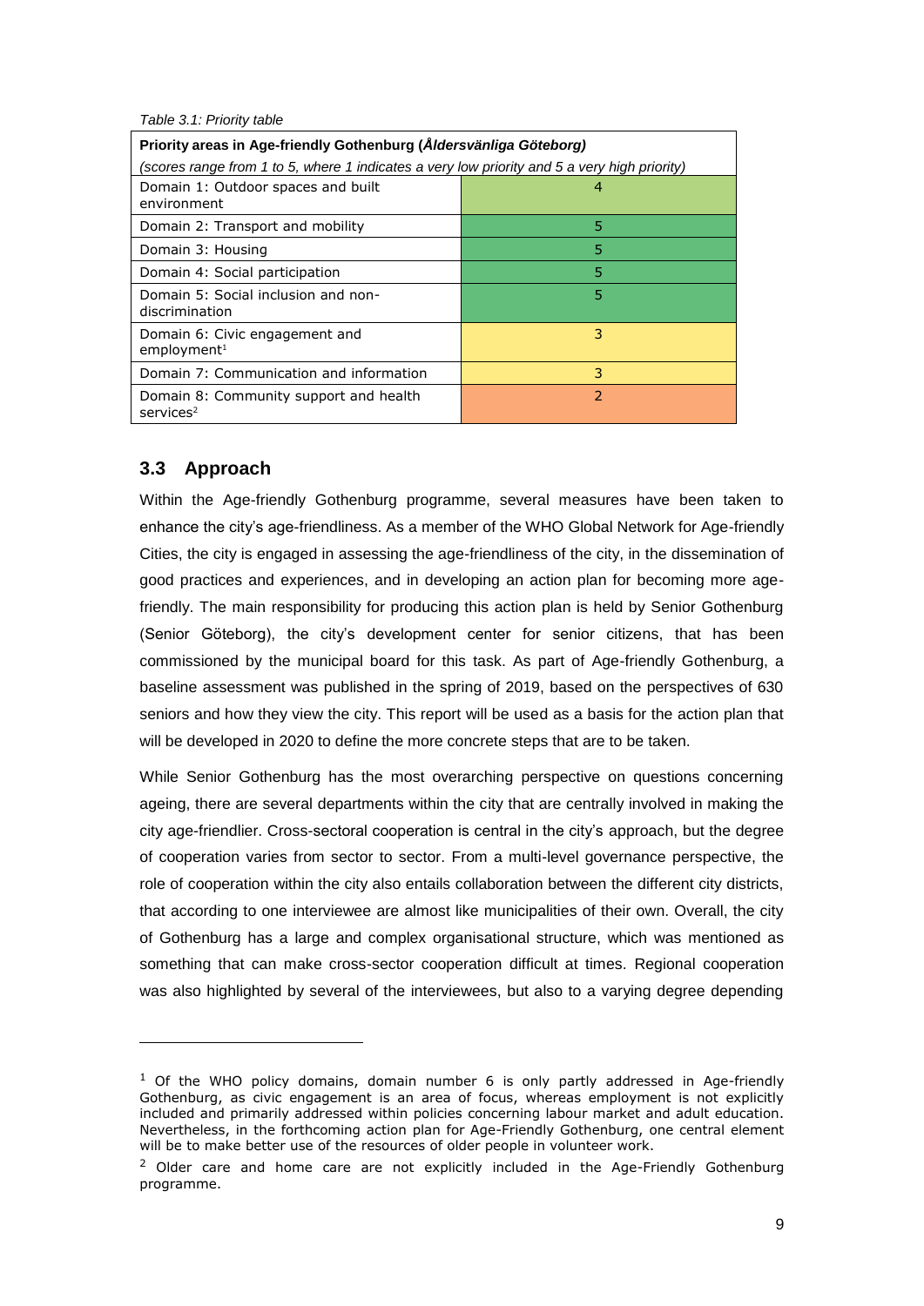*Table 3.1: Priority table*

| **Priority areas in Age-friendly Gothenburg (*Åldersvänliga Göteborg*)** *(scores range from 1 to 5, where 1 indicates a very low priority and 5 a very high priority)* | |
|---|---|
| Domain 1: Outdoor spaces and built environment | 4 |
| Domain 2: Transport and mobility | 5 |
| Domain 3: Housing | 5 |
| Domain 4: Social participation | 5 |
| Domain 5: Social inclusion and non-discrimination | 5 |
| Domain 6: Civic engagement and employment[1] | 3 |
| Domain 7: Communication and information | 3 |
| Domain 8: Community support and health services[2] | 2 |

## 3.3 Approach

Within the Age-friendly Gothenburg programme, several measures have been taken to enhance the city's age-friendliness. As a member of the WHO Global Network for Age-friendly Cities, the city is engaged in assessing the age-friendliness of the city, in the dissemination of good practices and experiences, and in developing an action plan for becoming more age-friendly. The main responsibility for producing this action plan is held by Senior Gothenburg (Senior Göteborg), the city's development center for senior citizens, that has been commissioned by the municipal board for this task. As part of Age-friendly Gothenburg, a baseline assessment was published in the spring of 2019, based on the perspectives of 630 seniors and how they view the city. This report will be used as a basis for the action plan that will be developed in 2020 to define the more concrete steps that are to be taken.

While Senior Gothenburg has the most overarching perspective on questions concerning ageing, there are several departments within the city that are centrally involved in making the city age-friendlier. Cross-sectoral cooperation is central in the city's approach, but the degree of cooperation varies from sector to sector. From a multi-level governance perspective, the role of cooperation within the city also entails collaboration between the different city districts, that according to one interviewee are almost like municipalities of their own. Overall, the city of Gothenburg has a large and complex organisational structure, which was mentioned as something that can make cross-sector cooperation difficult at times. Regional cooperation was also highlighted by several of the interviewees, but also to a varying degree depending

---

[1] Of the WHO policy domains, domain number 6 is only partly addressed in Age-friendly Gothenburg, as civic engagement is an area of focus, whereas employment is not explicitly included and primarily addressed within policies concerning labour market and adult education. Nevertheless, in the forthcoming action plan for Age-Friendly Gothenburg, one central element will be to make better use of the resources of older people in volunteer work.

[2] Older care and home care are not explicitly included in the Age-Friendly Gothenburg programme.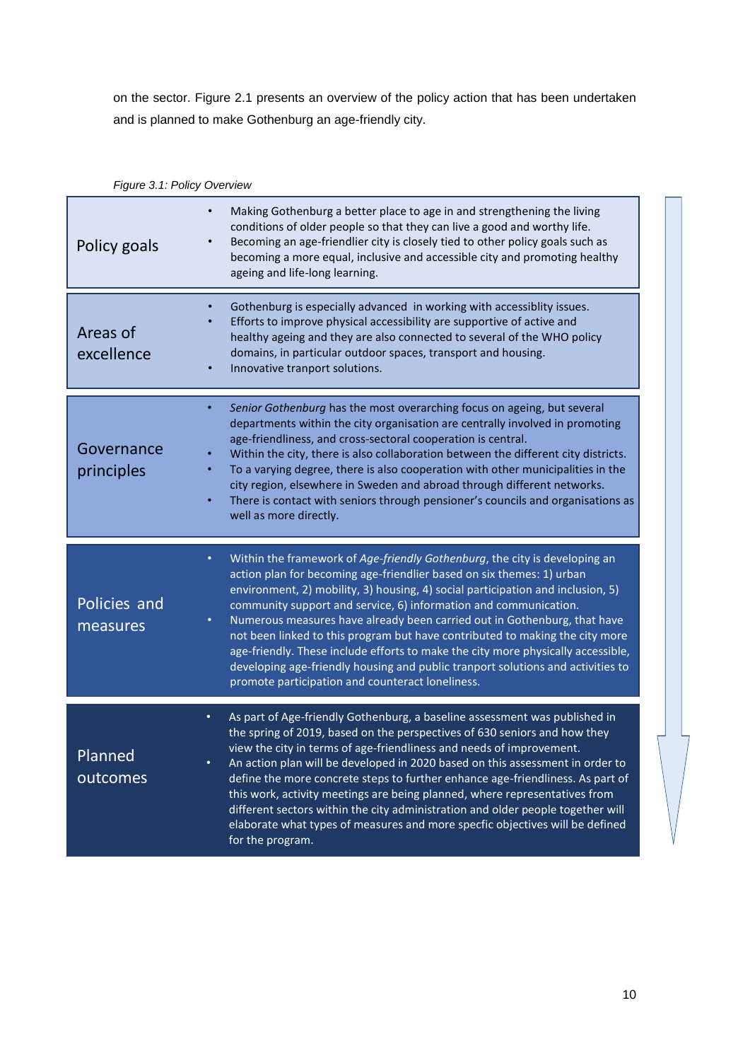on the sector. Figure 2.1 presents an overview of the policy action that has been undertaken and is planned to make Gothenburg an age-friendly city.

*Figure 3.1: Policy Overview*

| | |
|---|---|
| Policy goals | • Making Gothenburg a better place to age in and strengthening the living conditions of older people so that they can live a good and worthy life.<br>• Becoming an age-friendlier city is closely tied to other policy goals such as becoming a more equal, inclusive and accessible city and promoting healthy ageing and life-long learning. |
| Areas of excellence | • Gothenburg is especially advanced in working with accessiblity issues.<br>• Efforts to improve physical accessibility are supportive of active and healthy ageing and they are also connected to several of the WHO policy domains, in particular outdoor spaces, transport and housing.<br>• Innovative tranport solutions. |
| Governance principles | • *Senior Gothenburg* has the most overarching focus on ageing, but several departments within the city organisation are centrally involved in promoting age-friendliness, and cross-sectoral cooperation is central.<br>• Within the city, there is also collaboration between the different city districts.<br>• To a varying degree, there is also cooperation with other municipalities in the city region, elsewhere in Sweden and abroad through different networks.<br>• There is contact with seniors through pensioner's councils and organisations as well as more directly. |
| Policies and measures | • Within the framework of *Age-friendly Gothenburg*, the city is developing an action plan for becoming age-friendlier based on six themes: 1) urban environment, 2) mobility, 3) housing, 4) social participation and inclusion, 5) community support and service, 6) information and communication.<br>• Numerous measures have already been carried out in Gothenburg, that have not been linked to this program but have contributed to making the city more age-friendly. These include efforts to make the city more physically accessible, developing age-friendly housing and public tranport solutions and activities to promote participation and counteract loneliness. |
| Planned outcomes | • As part of Age-friendly Gothenburg, a baseline assessment was published in the spring of 2019, based on the perspectives of 630 seniors and how they view the city in terms of age-friendliness and needs of improvement.<br>• An action plan will be developed in 2020 based on this assessment in order to define the more concrete steps to further enhance age-friendliness. As part of this work, activity meetings are being planned, where representatives from different sectors within the city administration and older people together will elaborate what types of measures and more specfic objectives will be defined for the program. |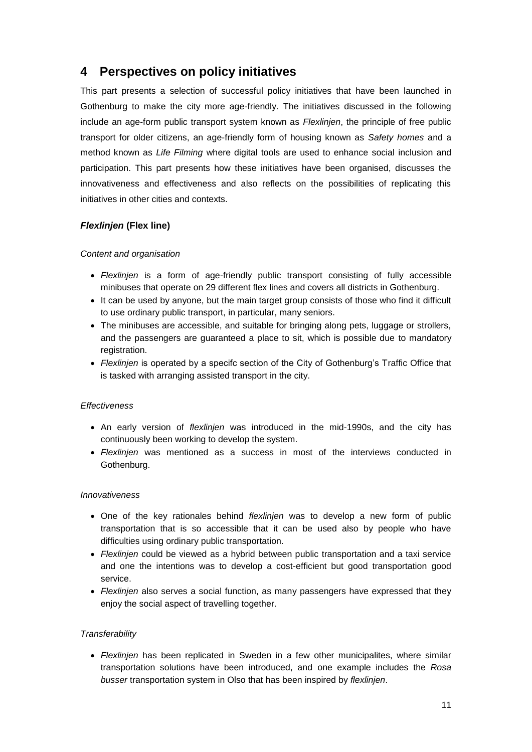# 4 Perspectives on policy initiatives

This part presents a selection of successful policy initiatives that have been launched in Gothenburg to make the city more age-friendly. The initiatives discussed in the following include an age-form public transport system known as *Flexlinjen*, the principle of free public transport for older citizens, an age-friendly form of housing known as *Safety homes* and a method known as *Life Filming* where digital tools are used to enhance social inclusion and participation. This part presents how these initiatives have been organised, discusses the innovativeness and effectiveness and also reflects on the possibilities of replicating this initiatives in other cities and contexts.

### ***Flexlinjen* (Flex line)**

*Content and organisation*

- *Flexlinjen* is a form of age-friendly public transport consisting of fully accessible minibuses that operate on 29 different flex lines and covers all districts in Gothenburg.
- It can be used by anyone, but the main target group consists of those who find it difficult to use ordinary public transport, in particular, many seniors.
- The minibuses are accessible, and suitable for bringing along pets, luggage or strollers, and the passengers are guaranteed a place to sit, which is possible due to mandatory registration.
- *Flexlinjen* is operated by a specifc section of the City of Gothenburg's Traffic Office that is tasked with arranging assisted transport in the city.

*Effectiveness*

- An early version of *flexlinjen* was introduced in the mid-1990s, and the city has continuously been working to develop the system.
- *Flexlinjen* was mentioned as a success in most of the interviews conducted in Gothenburg.

*Innovativeness*

- One of the key rationales behind *flexlinjen* was to develop a new form of public transportation that is so accessible that it can be used also by people who have difficulties using ordinary public transportation.
- *Flexlinjen* could be viewed as a hybrid between public transportation and a taxi service and one the intentions was to develop a cost-efficient but good transportation good service.
- *Flexlinjen* also serves a social function, as many passengers have expressed that they enjoy the social aspect of travelling together.

*Transferability*

- *Flexlinjen* has been replicated in Sweden in a few other municipalites, where similar transportation solutions have been introduced, and one example includes the *Rosa busser* transportation system in Olso that has been inspired by *flexlinjen*.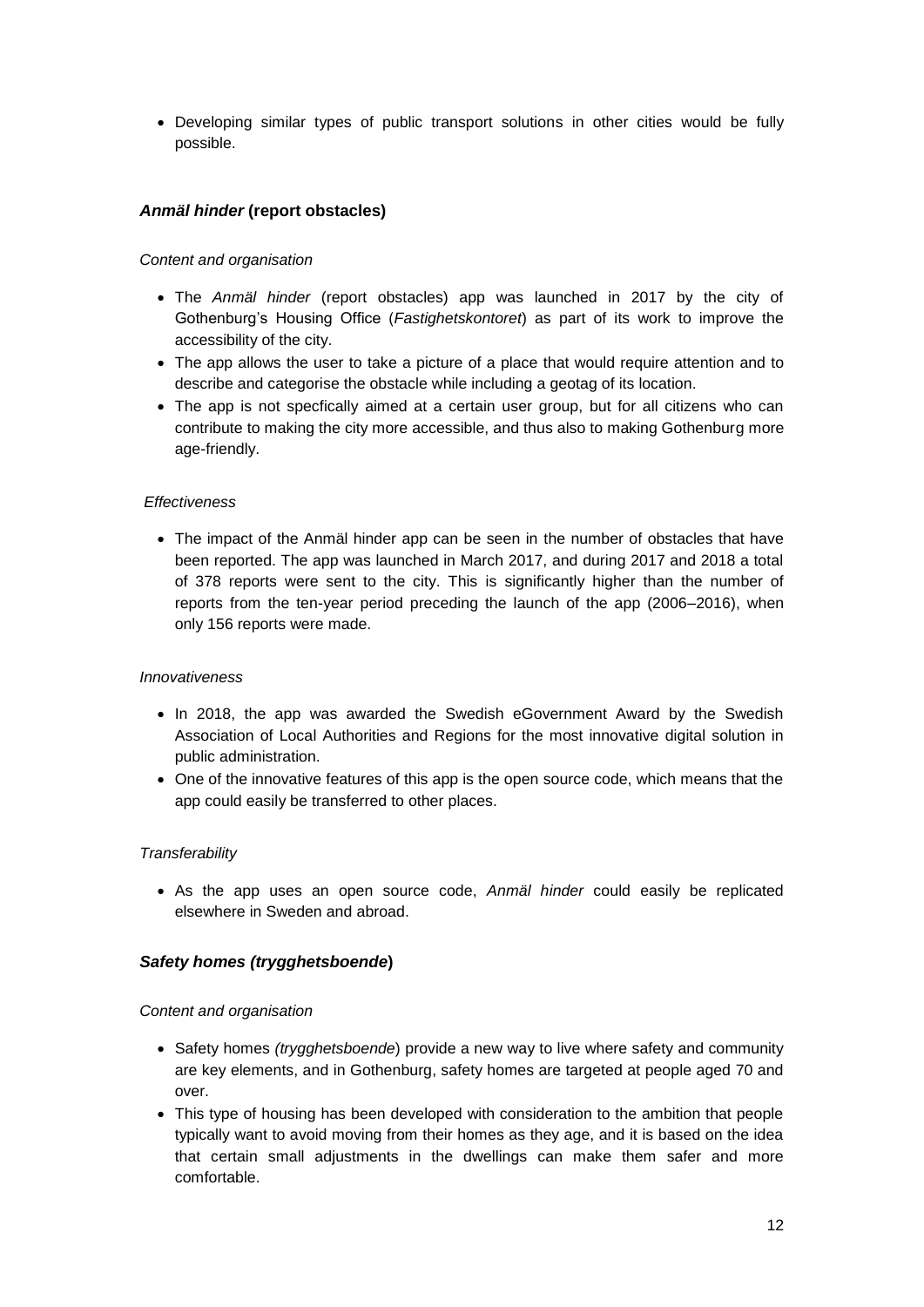- Developing similar types of public transport solutions in other cities would be fully possible.

### *Anmäl hinder* (report obstacles)

*Content and organisation*

- The *Anmäl hinder* (report obstacles) app was launched in 2017 by the city of Gothenburg's Housing Office (*Fastighetskontoret*) as part of its work to improve the accessibility of the city.
- The app allows the user to take a picture of a place that would require attention and to describe and categorise the obstacle while including a geotag of its location.
- The app is not specfically aimed at a certain user group, but for all citizens who can contribute to making the city more accessible, and thus also to making Gothenburg more age-friendly.

*Effectiveness*

- The impact of the Anmäl hinder app can be seen in the number of obstacles that have been reported. The app was launched in March 2017, and during 2017 and 2018 a total of 378 reports were sent to the city. This is significantly higher than the number of reports from the ten-year period preceding the launch of the app (2006–2016), when only 156 reports were made.

*Innovativeness*

- In 2018, the app was awarded the Swedish eGovernment Award by the Swedish Association of Local Authorities and Regions for the most innovative digital solution in public administration.
- One of the innovative features of this app is the open source code, which means that the app could easily be transferred to other places.

*Transferability*

- As the app uses an open source code, *Anmäl hinder* could easily be replicated elsewhere in Sweden and abroad.

### *Safety homes (trygghetsboende)*

*Content and organisation*

- Safety homes *(trygghetsboende*) provide a new way to live where safety and community are key elements, and in Gothenburg, safety homes are targeted at people aged 70 and over.
- This type of housing has been developed with consideration to the ambition that people typically want to avoid moving from their homes as they age, and it is based on the idea that certain small adjustments in the dwellings can make them safer and more comfortable.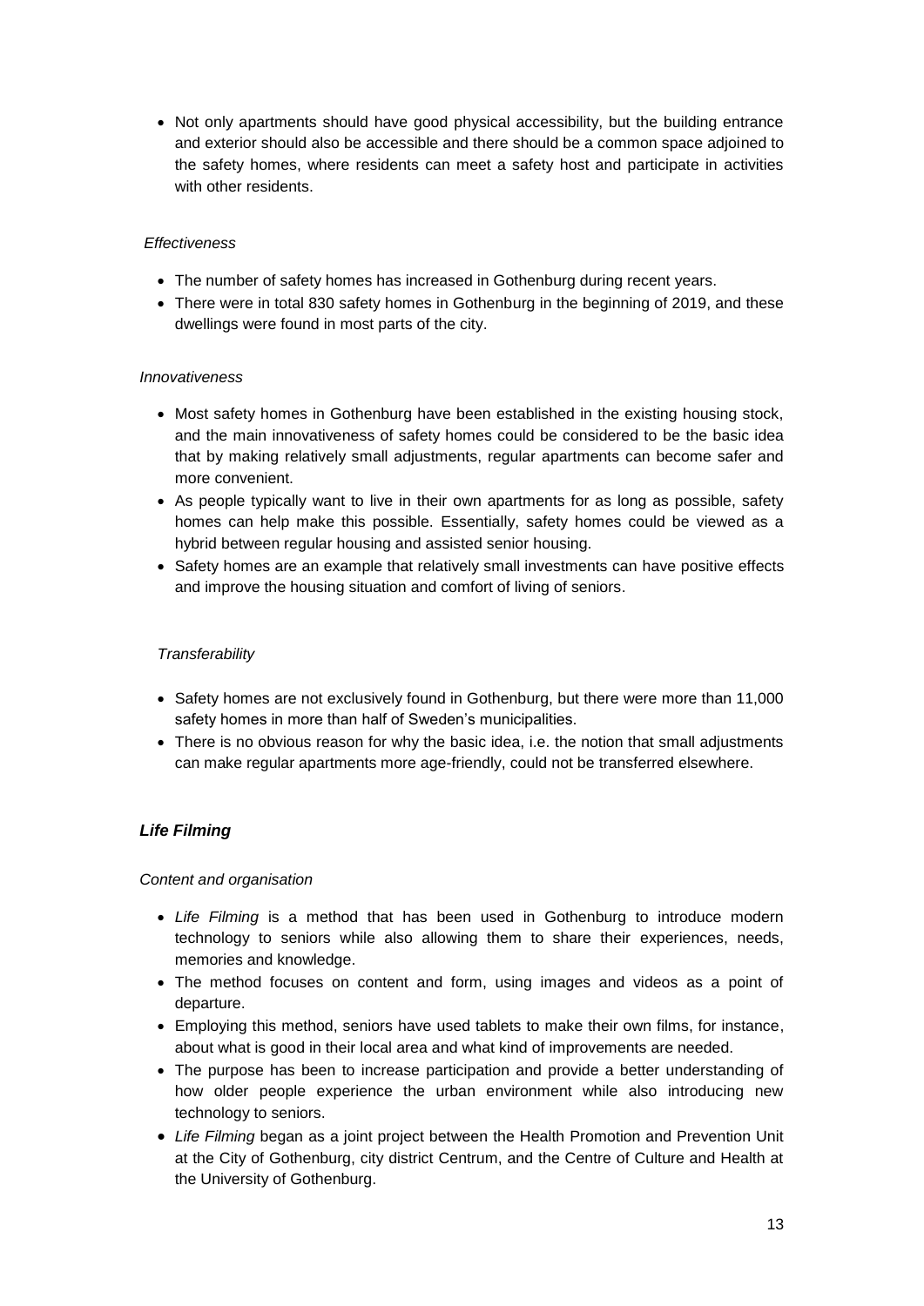- Not only apartments should have good physical accessibility, but the building entrance and exterior should also be accessible and there should be a common space adjoined to the safety homes, where residents can meet a safety host and participate in activities with other residents.

*Effectiveness*

- The number of safety homes has increased in Gothenburg during recent years.
- There were in total 830 safety homes in Gothenburg in the beginning of 2019, and these dwellings were found in most parts of the city.

*Innovativeness*

- Most safety homes in Gothenburg have been established in the existing housing stock, and the main innovativeness of safety homes could be considered to be the basic idea that by making relatively small adjustments, regular apartments can become safer and more convenient.
- As people typically want to live in their own apartments for as long as possible, safety homes can help make this possible. Essentially, safety homes could be viewed as a hybrid between regular housing and assisted senior housing.
- Safety homes are an example that relatively small investments can have positive effects and improve the housing situation and comfort of living of seniors.

*Transferability*

- Safety homes are not exclusively found in Gothenburg, but there were more than 11,000 safety homes in more than half of Sweden's municipalities.
- There is no obvious reason for why the basic idea, i.e. the notion that small adjustments can make regular apartments more age-friendly, could not be transferred elsewhere.

### *Life Filming*

*Content and organisation*

- *Life Filming* is a method that has been used in Gothenburg to introduce modern technology to seniors while also allowing them to share their experiences, needs, memories and knowledge.
- The method focuses on content and form, using images and videos as a point of departure.
- Employing this method, seniors have used tablets to make their own films, for instance, about what is good in their local area and what kind of improvements are needed.
- The purpose has been to increase participation and provide a better understanding of how older people experience the urban environment while also introducing new technology to seniors.
- *Life Filming* began as a joint project between the Health Promotion and Prevention Unit at the City of Gothenburg, city district Centrum, and the Centre of Culture and Health at the University of Gothenburg.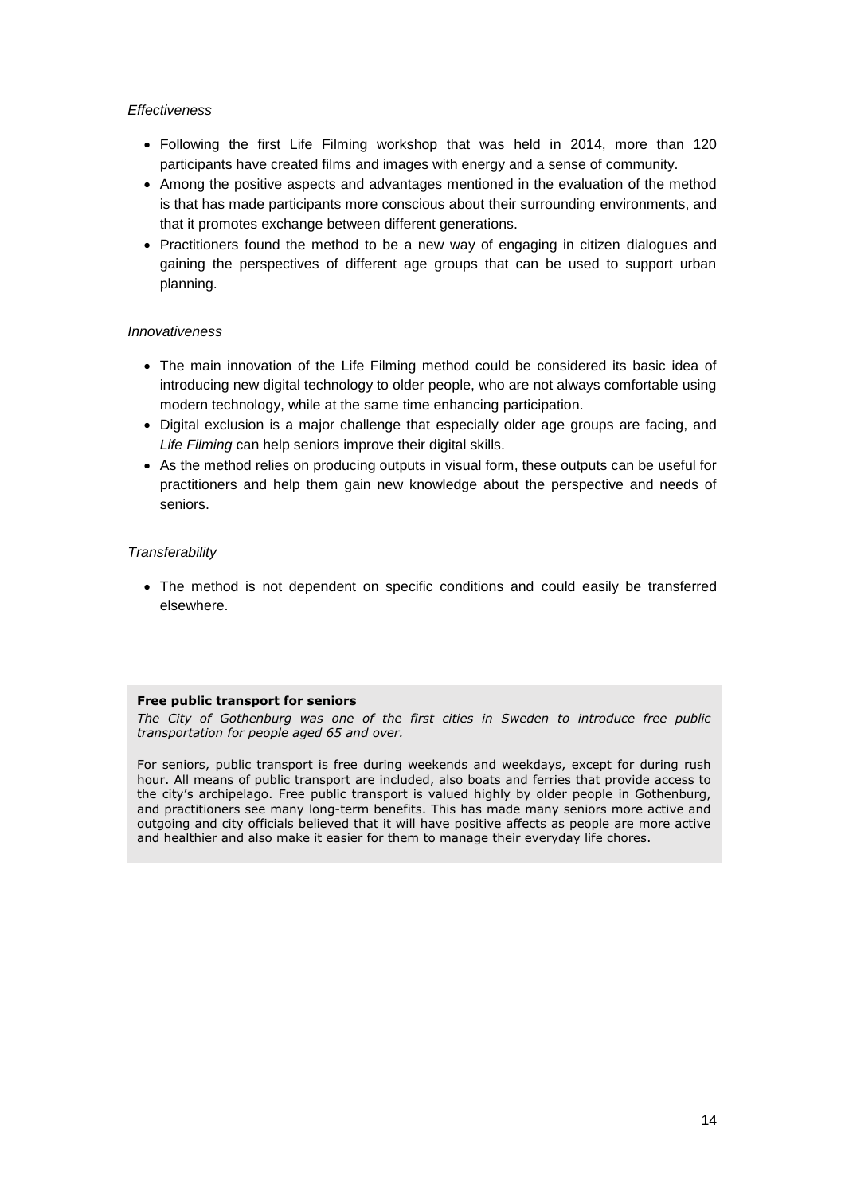*Effectiveness*

- Following the first Life Filming workshop that was held in 2014, more than 120 participants have created films and images with energy and a sense of community.
- Among the positive aspects and advantages mentioned in the evaluation of the method is that has made participants more conscious about their surrounding environments, and that it promotes exchange between different generations.
- Practitioners found the method to be a new way of engaging in citizen dialogues and gaining the perspectives of different age groups that can be used to support urban planning.

*Innovativeness*

- The main innovation of the Life Filming method could be considered its basic idea of introducing new digital technology to older people, who are not always comfortable using modern technology, while at the same time enhancing participation.
- Digital exclusion is a major challenge that especially older age groups are facing, and *Life Filming* can help seniors improve their digital skills.
- As the method relies on producing outputs in visual form, these outputs can be useful for practitioners and help them gain new knowledge about the perspective and needs of seniors.

*Transferability*

- The method is not dependent on specific conditions and could easily be transferred elsewhere.

**Free public transport for seniors**

*The City of Gothenburg was one of the first cities in Sweden to introduce free public transportation for people aged 65 and over.*

For seniors, public transport is free during weekends and weekdays, except for during rush hour. All means of public transport are included, also boats and ferries that provide access to the city's archipelago. Free public transport is valued highly by older people in Gothenburg, and practitioners see many long-term benefits. This has made many seniors more active and outgoing and city officials believed that it will have positive affects as people are more active and healthier and also make it easier for them to manage their everyday life chores.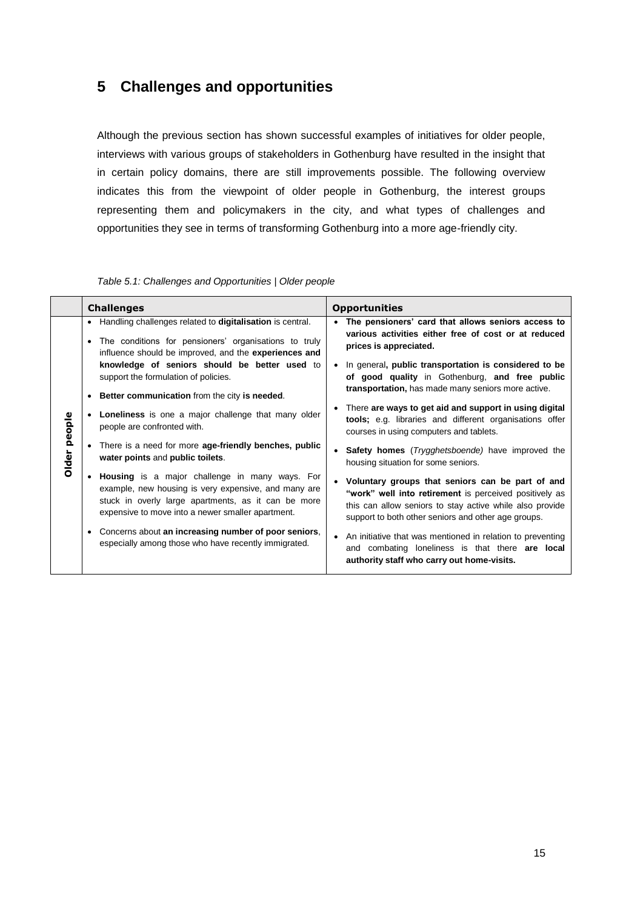## 5 Challenges and opportunities

Although the previous section has shown successful examples of initiatives for older people, interviews with various groups of stakeholders in Gothenburg have resulted in the insight that in certain policy domains, there are still improvements possible. The following overview indicates this from the viewpoint of older people in Gothenburg, the interest groups representing them and policymakers in the city, and what types of challenges and opportunities they see in terms of transforming Gothenburg into a more age-friendly city.

*Table 5.1: Challenges and Opportunities | Older people*

| | Challenges | Opportunities |
|---|---|---|
| **Older people** | • Handling challenges related to **digitalisation** is central.<br>• The conditions for pensioners' organisations to truly influence should be improved, and the **experiences and knowledge of seniors should be better used** to support the formulation of policies.<br>• **Better communication** from the city **is needed**.<br>• **Loneliness** is one a major challenge that many older people are confronted with.<br>• There is a need for more **age-friendly benches, public water points** and **public toilets**.<br>• **Housing** is a major challenge in many ways. For example, new housing is very expensive, and many are stuck in overly large apartments, as it can be more expensive to move into a newer smaller apartment.<br>• Concerns about **an increasing number of poor seniors**, especially among those who have recently immigrated. | • **The pensioners' card that allows seniors access to various activities either free of cost or at reduced prices is appreciated.**<br>• In general**, public transportation is considered to be of good quality** in Gothenburg, **and free public transportation,** has made many seniors more active.<br>• There **are ways to get aid and support in using digital tools;** e.g. libraries and different organisations offer courses in using computers and tablets.<br>• **Safety homes** (*Trygghetsboende)* have improved the housing situation for some seniors.<br>• **Voluntary groups that seniors can be part of and "work" well into retirement** is perceived positively as this can allow seniors to stay active while also provide support to both other seniors and other age groups.<br>• An initiative that was mentioned in relation to preventing and combating loneliness is that there **are local authority staff who carry out home-visits.** |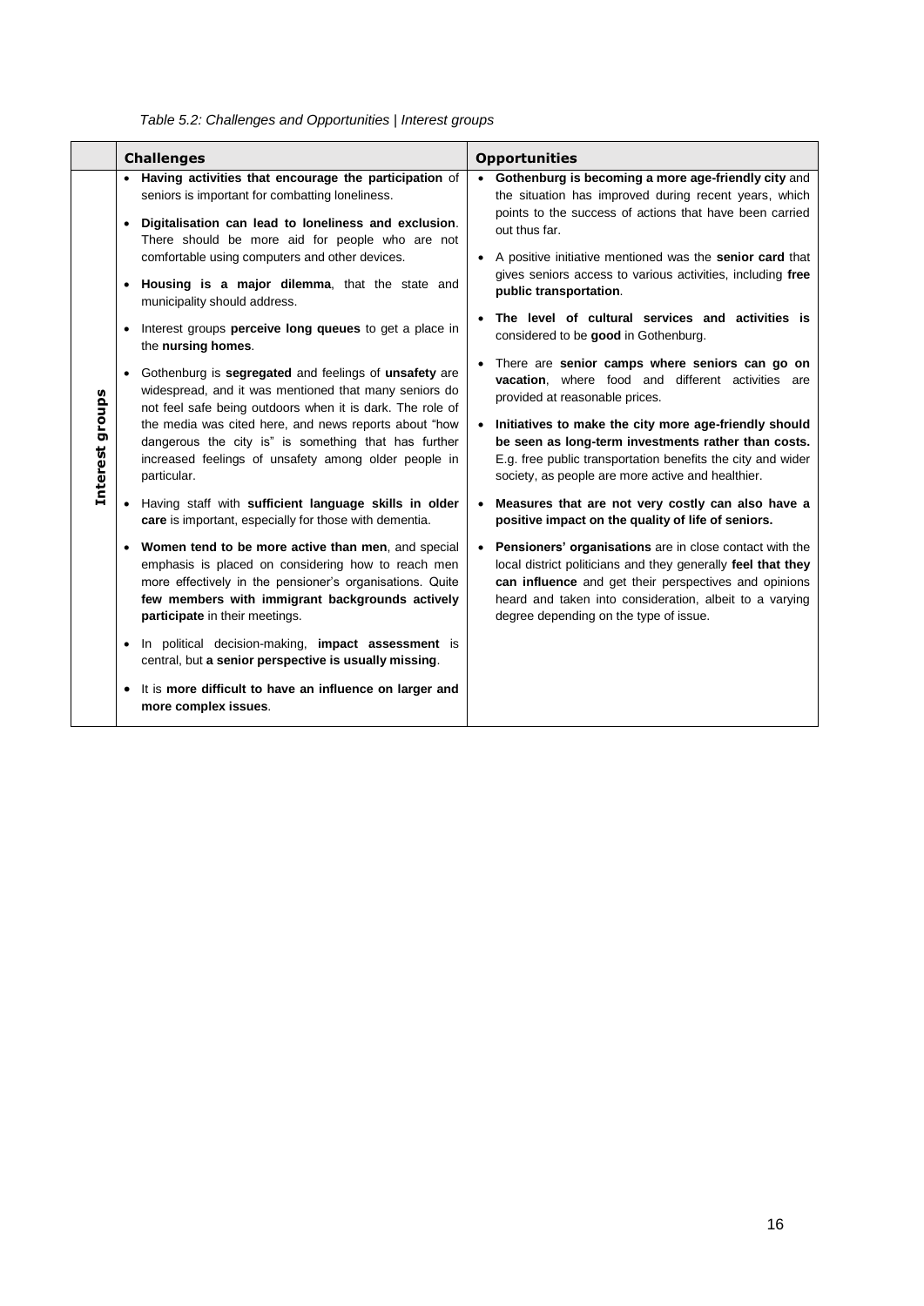*Table 5.2: Challenges and Opportunities | Interest groups*

| | **Challenges** | **Opportunities** |
|---|---|---|
| **Interest groups** | • **Having activities that encourage the participation** of seniors is important for combatting loneliness.<br>• **Digitalisation can lead to loneliness and exclusion**. There should be more aid for people who are not comfortable using computers and other devices.<br>• **Housing is a major dilemma**, that the state and municipality should address.<br>• Interest groups **perceive long queues** to get a place in the **nursing homes**.<br>• Gothenburg is **segregated** and feelings of **unsafety** are widespread, and it was mentioned that many seniors do not feel safe being outdoors when it is dark. The role of the media was cited here, and news reports about "how dangerous the city is" is something that has further increased feelings of unsafety among older people in particular.<br>• Having staff with **sufficient language skills in older care** is important, especially for those with dementia.<br>• **Women tend to be more active than men**, and special emphasis is placed on considering how to reach men more effectively in the pensioner's organisations. Quite **few members with immigrant backgrounds actively participate** in their meetings.<br>• In political decision-making, **impact assessment** is central, but **a senior perspective is usually missing**.<br>• It is **more difficult to have an influence on larger and more complex issues**. | • **Gothenburg is becoming a more age-friendly city** and the situation has improved during recent years, which points to the success of actions that have been carried out thus far.<br>• A positive initiative mentioned was the **senior card** that gives seniors access to various activities, including **free public transportation**.<br>• **The level of cultural services and activities is** considered to be **good** in Gothenburg.<br>• There are **senior camps where seniors can go on vacation**, where food and different activities are provided at reasonable prices.<br>• **Initiatives to make the city more age-friendly should be seen as long-term investments rather than costs.** E.g. free public transportation benefits the city and wider society, as people are more active and healthier.<br>• **Measures that are not very costly can also have a positive impact on the quality of life of seniors.**<br>• **Pensioners' organisations** are in close contact with the local district politicians and they generally **feel that they can influence** and get their perspectives and opinions heard and taken into consideration, albeit to a varying degree depending on the type of issue. |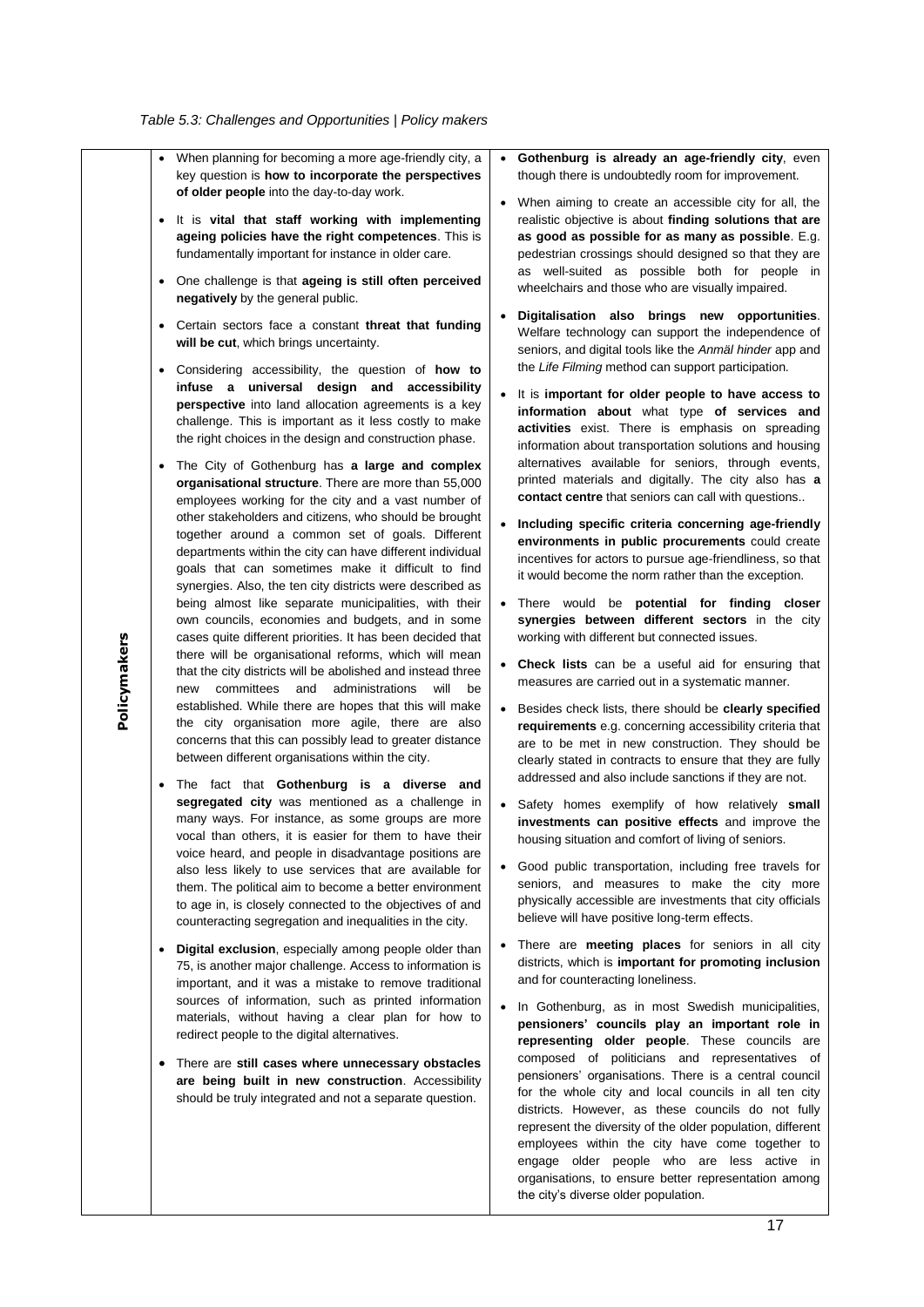*Table 5.3: Challenges and Opportunities | Policy makers*

| | Challenges | Opportunities |
|---|---|---|
| **Policymakers** | • When planning for becoming a more age-friendly city, a key question is **how to incorporate the perspectives of older people** into the day-to-day work.<br><br>• It is **vital that staff working with implementing ageing policies have the right competences**. This is fundamentally important for instance in older care.<br><br>• One challenge is that **ageing is still often perceived negatively** by the general public.<br><br>• Certain sectors face a constant **threat that funding will be cut**, which brings uncertainty.<br><br>• Considering accessibility, the question of **how to infuse a universal design and accessibility perspective** into land allocation agreements is a key challenge. This is important as it less costly to make the right choices in the design and construction phase.<br><br>• The City of Gothenburg has **a large and complex organisational structure**. There are more than 55,000 employees working for the city and a vast number of other stakeholders and citizens, who should be brought together around a common set of goals. Different departments within the city can have different individual goals that can sometimes make it difficult to find synergies. Also, the ten city districts were described as being almost like separate municipalities, with their own councils, economies and budgets, and in some cases quite different priorities. It has been decided that there will be organisational reforms, which will mean that the city districts will be abolished and instead three new committees and administrations will be established. While there are hopes that this will make the city organisation more agile, there are also concerns that this can possibly lead to greater distance between different organisations within the city.<br><br>• The fact that **Gothenburg is a diverse and segregated city** was mentioned as a challenge in many ways. For instance, as some groups are more vocal than others, it is easier for them to have their voice heard, and people in disadvantage positions are also less likely to use services that are available for them. The political aim to become a better environment to age in, is closely connected to the objectives of and counteracting segregation and inequalities in the city.<br><br>• **Digital exclusion**, especially among people older than 75, is another major challenge. Access to information is important, and it was a mistake to remove traditional sources of information, such as printed information materials, without having a clear plan for how to redirect people to the digital alternatives.<br><br>• There are **still cases where unnecessary obstacles are being built in new construction**. Accessibility should be truly integrated and not a separate question. | • **Gothenburg is already an age-friendly city**, even though there is undoubtedly room for improvement.<br><br>• When aiming to create an accessible city for all, the realistic objective is about **finding solutions that are as good as possible for as many as possible**. E.g. pedestrian crossings should designed so that they are as well-suited as possible both for people in wheelchairs and those who are visually impaired.<br><br>• **Digitalisation also brings new opportunities**. Welfare technology can support the independence of seniors, and digital tools like the *Anmäl hinder* app and the *Life Filming* method can support participation.<br><br>• It is **important for older people to have access to information about** what type **of services and activities** exist. There is emphasis on spreading information about transportation solutions and housing alternatives available for seniors, through events, printed materials and digitally. The city also has **a contact centre** that seniors can call with questions..<br><br>• **Including specific criteria concerning age-friendly environments in public procurements** could create incentives for actors to pursue age-friendliness, so that it would become the norm rather than the exception.<br><br>• There would be **potential for finding closer synergies between different sectors** in the city working with different but connected issues.<br><br>• **Check lists** can be a useful aid for ensuring that measures are carried out in a systematic manner.<br><br>• Besides check lists, there should be **clearly specified requirements** e.g. concerning accessibility criteria that are to be met in new construction. They should be clearly stated in contracts to ensure that they are fully addressed and also include sanctions if they are not.<br><br>• Safety homes exemplify of how relatively **small investments can positive effects** and improve the housing situation and comfort of living of seniors.<br><br>• Good public transportation, including free travels for seniors, and measures to make the city more physically accessible are investments that city officials believe will have positive long-term effects.<br><br>• There are **meeting places** for seniors in all city districts, which is **important for promoting inclusion** and for counteracting loneliness.<br><br>• In Gothenburg, as in most Swedish municipalities, **pensioners' councils play an important role in representing older people**. These councils are composed of politicians and representatives of pensioners' organisations. There is a central council for the whole city and local councils in all ten city districts. However, as these councils do not fully represent the diversity of the older population, different employees within the city have come together to engage older people who are less active in organisations, to ensure better representation among the city's diverse older population. |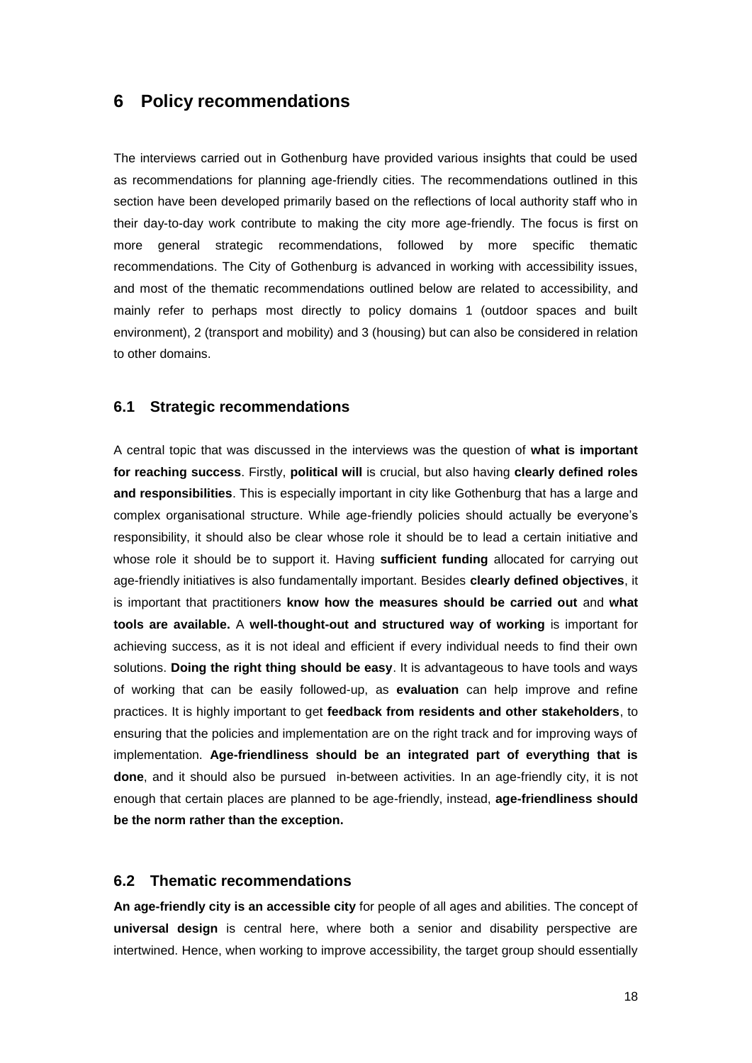# 6 Policy recommendations

The interviews carried out in Gothenburg have provided various insights that could be used as recommendations for planning age-friendly cities. The recommendations outlined in this section have been developed primarily based on the reflections of local authority staff who in their day-to-day work contribute to making the city more age-friendly. The focus is first on more general strategic recommendations, followed by more specific thematic recommendations. The City of Gothenburg is advanced in working with accessibility issues, and most of the thematic recommendations outlined below are related to accessibility, and mainly refer to perhaps most directly to policy domains 1 (outdoor spaces and built environment), 2 (transport and mobility) and 3 (housing) but can also be considered in relation to other domains.

## 6.1 Strategic recommendations

A central topic that was discussed in the interviews was the question of **what is important for reaching success**. Firstly, **political will** is crucial, but also having **clearly defined roles and responsibilities**. This is especially important in city like Gothenburg that has a large and complex organisational structure. While age-friendly policies should actually be everyone's responsibility, it should also be clear whose role it should be to lead a certain initiative and whose role it should be to support it. Having **sufficient funding** allocated for carrying out age-friendly initiatives is also fundamentally important. Besides **clearly defined objectives**, it is important that practitioners **know how the measures should be carried out** and **what tools are available.** A **well-thought-out and structured way of working** is important for achieving success, as it is not ideal and efficient if every individual needs to find their own solutions. **Doing the right thing should be easy**. It is advantageous to have tools and ways of working that can be easily followed-up, as **evaluation** can help improve and refine practices. It is highly important to get **feedback from residents and other stakeholders**, to ensuring that the policies and implementation are on the right track and for improving ways of implementation. **Age-friendliness should be an integrated part of everything that is done**, and it should also be pursued in-between activities. In an age-friendly city, it is not enough that certain places are planned to be age-friendly, instead, **age-friendliness should be the norm rather than the exception.**

## 6.2 Thematic recommendations

**An age-friendly city is an accessible city** for people of all ages and abilities. The concept of **universal design** is central here, where both a senior and disability perspective are intertwined. Hence, when working to improve accessibility, the target group should essentially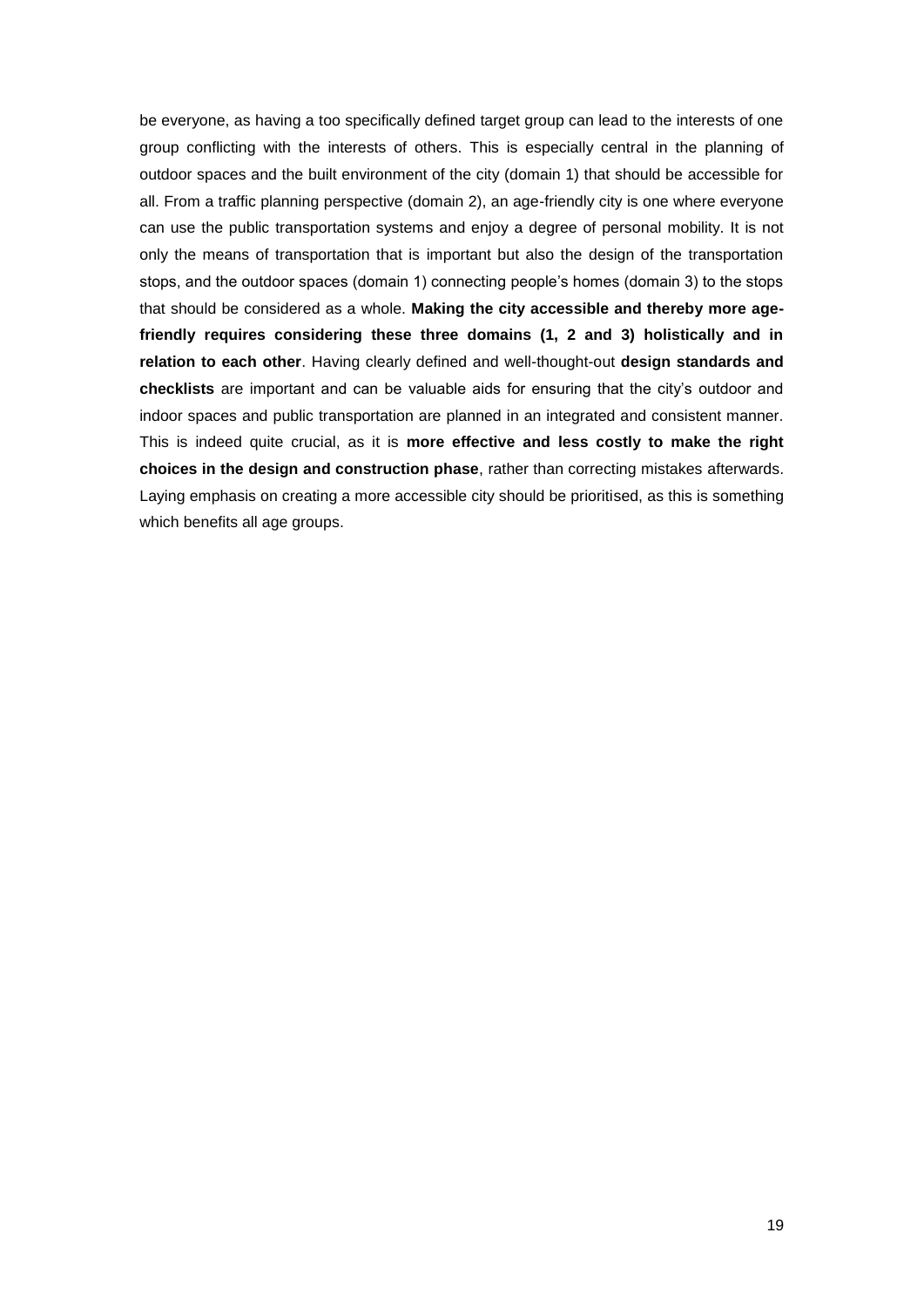be everyone, as having a too specifically defined target group can lead to the interests of one group conflicting with the interests of others. This is especially central in the planning of outdoor spaces and the built environment of the city (domain 1) that should be accessible for all. From a traffic planning perspective (domain 2), an age-friendly city is one where everyone can use the public transportation systems and enjoy a degree of personal mobility. It is not only the means of transportation that is important but also the design of the transportation stops, and the outdoor spaces (domain 1) connecting people's homes (domain 3) to the stops that should be considered as a whole. **Making the city accessible and thereby more age-friendly requires considering these three domains (1, 2 and 3) holistically and in relation to each other**. Having clearly defined and well-thought-out **design standards and checklists** are important and can be valuable aids for ensuring that the city's outdoor and indoor spaces and public transportation are planned in an integrated and consistent manner. This is indeed quite crucial, as it is **more effective and less costly to make the right choices in the design and construction phase**, rather than correcting mistakes afterwards. Laying emphasis on creating a more accessible city should be prioritised, as this is something which benefits all age groups.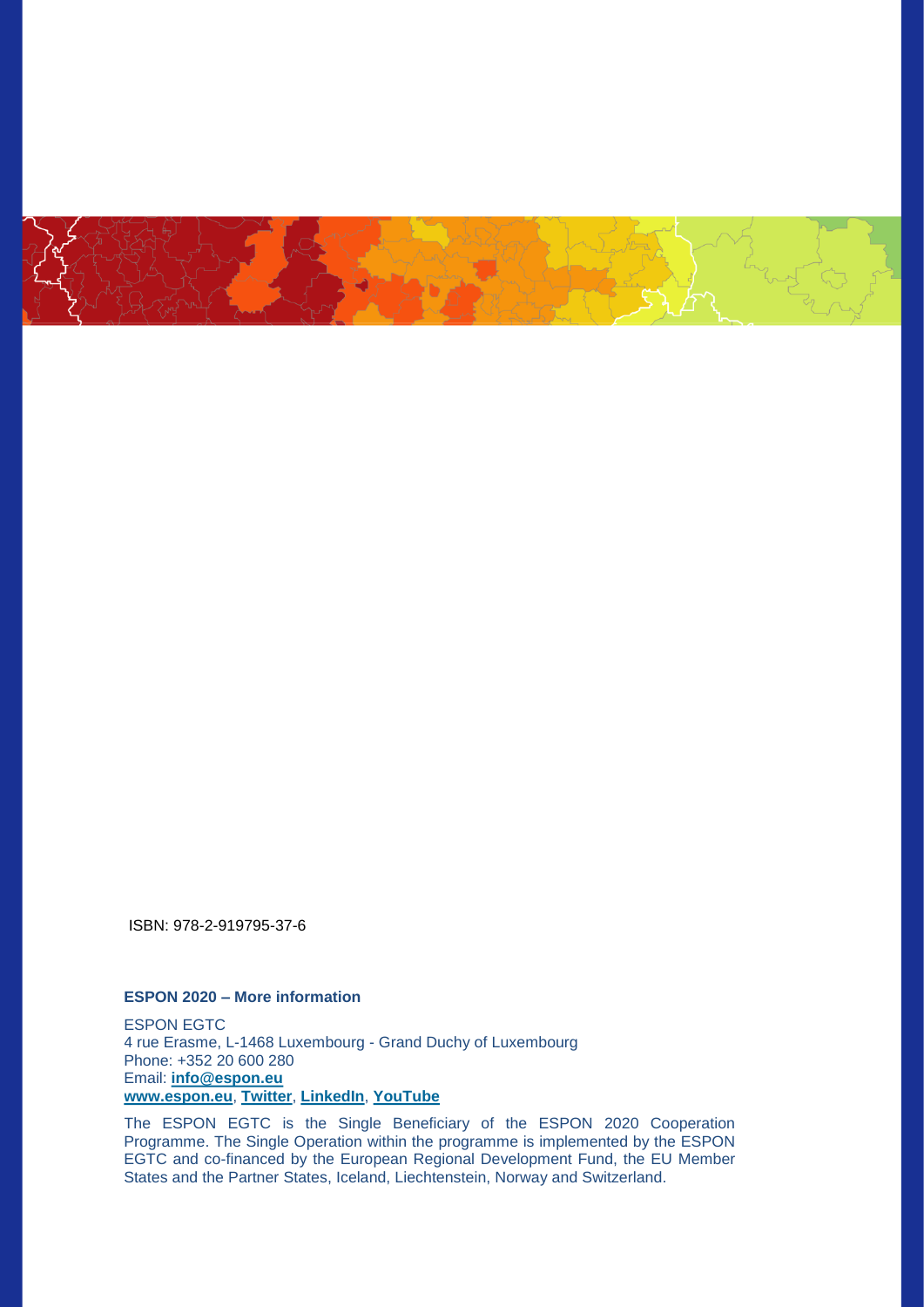ISBN: 978-2-919795-37-6

**ESPON 2020 – More information**

ESPON EGTC
4 rue Erasme, L-1468 Luxembourg - Grand Duchy of Luxembourg
Phone: +352 20 600 280
Email: **info@espon.eu**
**www.espon.eu**, **Twitter**, **LinkedIn**, **YouTube**

The ESPON EGTC is the Single Beneficiary of the ESPON 2020 Cooperation Programme. The Single Operation within the programme is implemented by the ESPON EGTC and co-financed by the European Regional Development Fund, the EU Member States and the Partner States, Iceland, Liechtenstein, Norway and Switzerland.